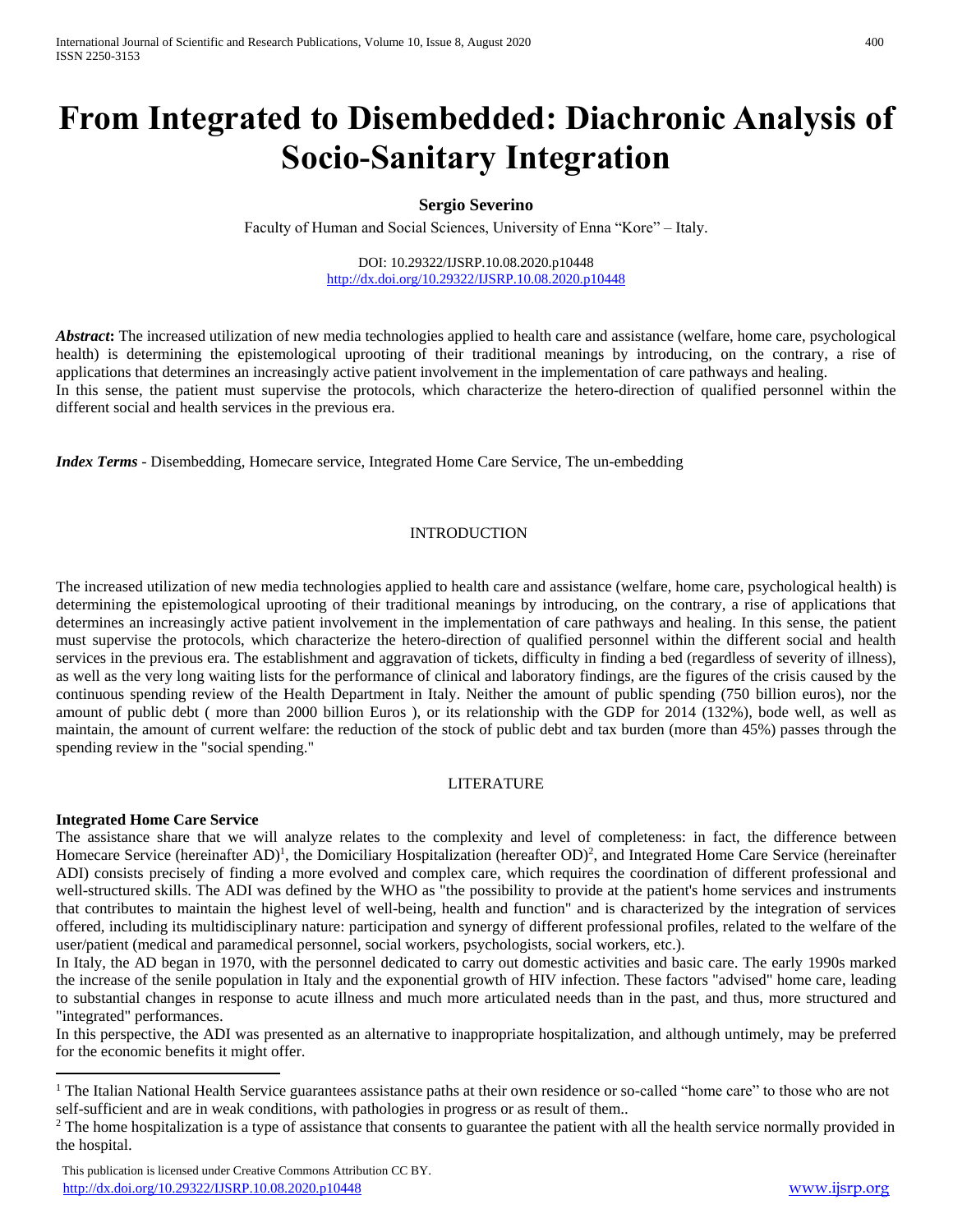# From Integrated to Disembedded: Diachronic Analysis of Socio-Sanitary Integration

**Sergio Severino**

Faculty of Human and Social Sciences, University of Enna "Kore" – Italy.

DOI: 10.29322/IJSRP.10.08.2020.p10448
http://dx.doi.org/10.29322/IJSRP.10.08.2020.p10448

***Abstract*****:** The increased utilization of new media technologies applied to health care and assistance (welfare, home care, psychological health) is determining the epistemological uprooting of their traditional meanings by introducing, on the contrary, a rise of applications that determines an increasingly active patient involvement in the implementation of care pathways and healing.
In this sense, the patient must supervise the protocols, which characterize the hetero-direction of qualified personnel within the different social and health services in the previous era.

***Index Terms*** - Disembedding, Homecare service, Integrated Home Care Service, The un-embedding

## INTRODUCTION

The increased utilization of new media technologies applied to health care and assistance (welfare, home care, psychological health) is determining the epistemological uprooting of their traditional meanings by introducing, on the contrary, a rise of applications that determines an increasingly active patient involvement in the implementation of care pathways and healing. In this sense, the patient must supervise the protocols, which characterize the hetero-direction of qualified personnel within the different social and health services in the previous era. The establishment and aggravation of tickets, difficulty in finding a bed (regardless of severity of illness), as well as the very long waiting lists for the performance of clinical and laboratory findings, are the figures of the crisis caused by the continuous spending review of the Health Department in Italy. Neither the amount of public spending (750 billion euros), nor the amount of public debt ( more than 2000 billion Euros ), or its relationship with the GDP for 2014 (132%), bode well, as well as maintain, the amount of current welfare: the reduction of the stock of public debt and tax burden (more than 45%) passes through the spending review in the "social spending."

## LITERATURE

### Integrated Home Care Service

The assistance share that we will analyze relates to the complexity and level of completeness: in fact, the difference between Homecare Service (hereinafter AD)[1], the Domiciliary Hospitalization (hereafter OD)[2], and Integrated Home Care Service (hereinafter ADI) consists precisely of finding a more evolved and complex care, which requires the coordination of different professional and well-structured skills. The ADI was defined by the WHO as "the possibility to provide at the patient's home services and instruments that contributes to maintain the highest level of well-being, health and function" and is characterized by the integration of services offered, including its multidisciplinary nature: participation and synergy of different professional profiles, related to the welfare of the user/patient (medical and paramedical personnel, social workers, psychologists, social workers, etc.).

In Italy, the AD began in 1970, with the personnel dedicated to carry out domestic activities and basic care. The early 1990s marked the increase of the senile population in Italy and the exponential growth of HIV infection. These factors "advised" home care, leading to substantial changes in response to acute illness and much more articulated needs than in the past, and thus, more structured and "integrated" performances.

In this perspective, the ADI was presented as an alternative to inappropriate hospitalization, and although untimely, may be preferred for the economic benefits it might offer.

---

[1] The Italian National Health Service guarantees assistance paths at their own residence or so-called "home care" to those who are not self-sufficient and are in weak conditions, with pathologies in progress or as result of them..

[2] The home hospitalization is a type of assistance that consents to guarantee the patient with all the health service normally provided in the hospital.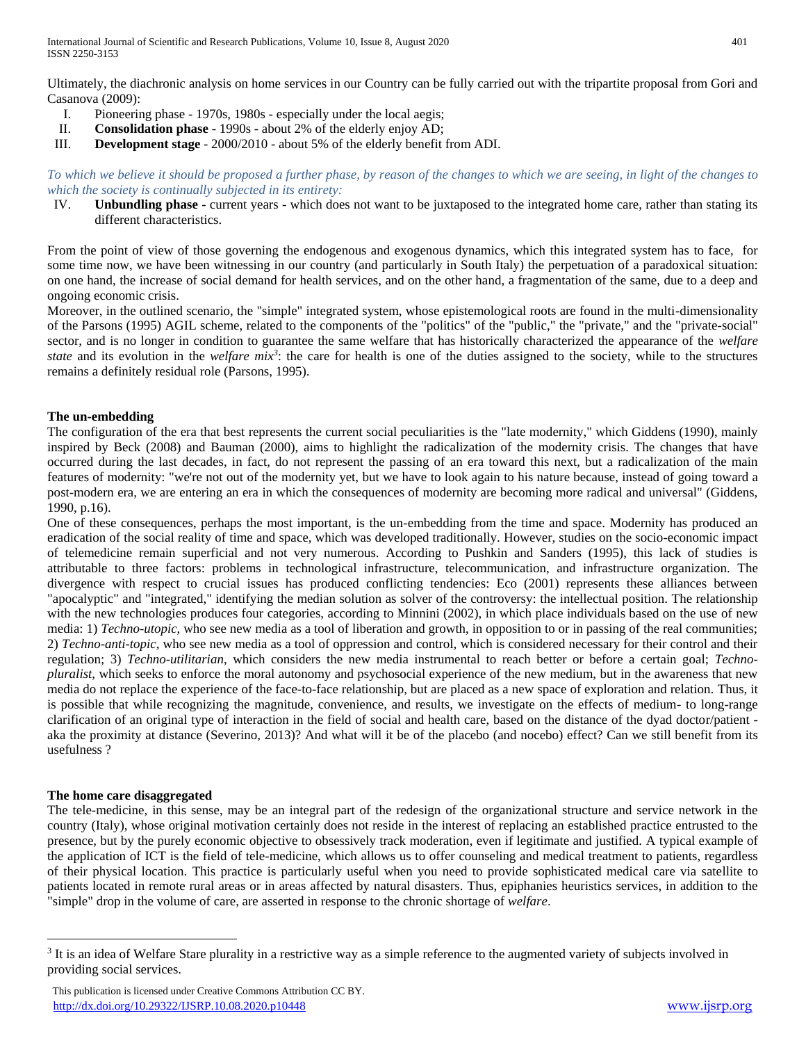Ultimately, the diachronic analysis on home services in our Country can be fully carried out with the tripartite proposal from Gori and Casanova (2009):

I. Pioneering phase - 1970s, 1980s - especially under the local aegis;
II. **Consolidation phase** - 1990s - about 2% of the elderly enjoy AD;
III. **Development stage** - 2000/2010 - about 5% of the elderly benefit from ADI.

*To which we believe it should be proposed a further phase, by reason of the changes to which we are seeing, in light of the changes to which the society is continually subjected in its entirety:*

IV. **Unbundling phase** - current years - which does not want to be juxtaposed to the integrated home care, rather than stating its different characteristics.

From the point of view of those governing the endogenous and exogenous dynamics, which this integrated system has to face, for some time now, we have been witnessing in our country (and particularly in South Italy) the perpetuation of a paradoxical situation: on one hand, the increase of social demand for health services, and on the other hand, a fragmentation of the same, due to a deep and ongoing economic crisis.

Moreover, in the outlined scenario, the "simple" integrated system, whose epistemological roots are found in the multi-dimensionality of the Parsons (1995) AGIL scheme, related to the components of the "politics" of the "public," the "private," and the "private-social" sector, and is no longer in condition to guarantee the same welfare that has historically characterized the appearance of the *welfare state* and its evolution in the *welfare mix*[3]: the care for health is one of the duties assigned to the society, while to the structures remains a definitely residual role (Parsons, 1995).

## The un-embedding

The configuration of the era that best represents the current social peculiarities is the "late modernity," which Giddens (1990), mainly inspired by Beck (2008) and Bauman (2000), aims to highlight the radicalization of the modernity crisis. The changes that have occurred during the last decades, in fact, do not represent the passing of an era toward this next, but a radicalization of the main features of modernity: "we're not out of the modernity yet, but we have to look again to his nature because, instead of going toward a post-modern era, we are entering an era in which the consequences of modernity are becoming more radical and universal" (Giddens, 1990, p.16).

One of these consequences, perhaps the most important, is the un-embedding from the time and space. Modernity has produced an eradication of the social reality of time and space, which was developed traditionally. However, studies on the socio-economic impact of telemedicine remain superficial and not very numerous. According to Pushkin and Sanders (1995), this lack of studies is attributable to three factors: problems in technological infrastructure, telecommunication, and infrastructure organization. The divergence with respect to crucial issues has produced conflicting tendencies: Eco (2001) represents these alliances between "apocalyptic" and "integrated," identifying the median solution as solver of the controversy: the intellectual position. The relationship with the new technologies produces four categories, according to Minnini (2002), in which place individuals based on the use of new media: 1) *Techno-utopic*, who see new media as a tool of liberation and growth, in opposition to or in passing of the real communities; 2) *Techno-anti-topic*, who see new media as a tool of oppression and control, which is considered necessary for their control and their regulation; 3) *Techno-utilitarian*, which considers the new media instrumental to reach better or before a certain goal; *Techno-pluralist*, which seeks to enforce the moral autonomy and psychosocial experience of the new medium, but in the awareness that new media do not replace the experience of the face-to-face relationship, but are placed as a new space of exploration and relation. Thus, it is possible that while recognizing the magnitude, convenience, and results, we investigate on the effects of medium- to long-range clarification of an original type of interaction in the field of social and health care, based on the distance of the dyad doctor/patient - aka the proximity at distance (Severino, 2013)? And what will it be of the placebo (and nocebo) effect? Can we still benefit from its usefulness ?

## The home care disaggregated

The tele-medicine, in this sense, may be an integral part of the redesign of the organizational structure and service network in the country (Italy), whose original motivation certainly does not reside in the interest of replacing an established practice entrusted to the presence, but by the purely economic objective to obsessively track moderation, even if legitimate and justified. A typical example of the application of ICT is the field of tele-medicine, which allows us to offer counseling and medical treatment to patients, regardless of their physical location. This practice is particularly useful when you need to provide sophisticated medical care via satellite to patients located in remote rural areas or in areas affected by natural disasters. Thus, epiphanies heuristics services, in addition to the "simple" drop in the volume of care, are asserted in response to the chronic shortage of *welfare*.

---

[3] It is an idea of Welfare Stare plurality in a restrictive way as a simple reference to the augmented variety of subjects involved in providing social services.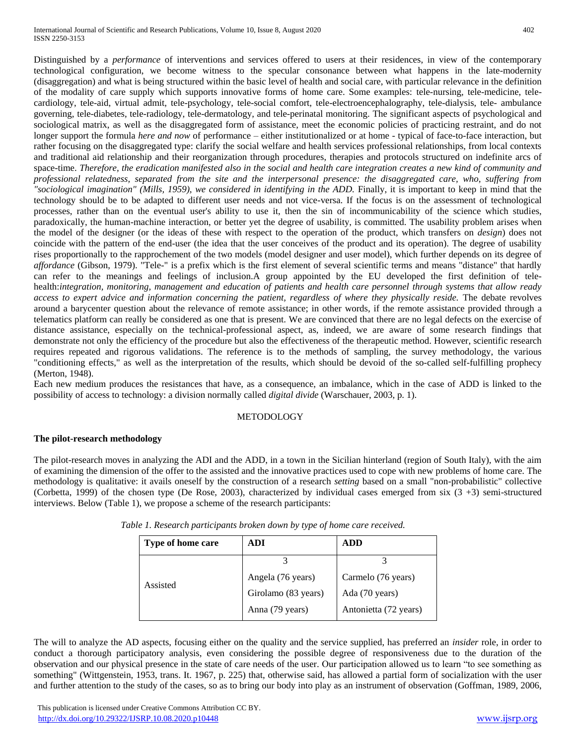Distinguished by a *performance* of interventions and services offered to users at their residences, in view of the contemporary technological configuration, we become witness to the specular consonance between what happens in the late-modernity (disaggregation) and what is being structured within the basic level of health and social care, with particular relevance in the definition of the modality of care supply which supports innovative forms of home care. Some examples: tele-nursing, tele-medicine, tele-cardiology, tele-aid, virtual admit, tele-psychology, tele-social comfort, tele-electroencephalography, tele-dialysis, tele- ambulance governing, tele-diabetes, tele-radiology, tele-dermatology, and tele-perinatal monitoring. The significant aspects of psychological and sociological matrix, as well as the disaggregated form of assistance, meet the economic policies of practicing restraint, and do not longer support the formula *here and now* of performance – either institutionalized or at home - typical of face-to-face interaction, but rather focusing on the disaggregated type: clarify the social welfare and health services professional relationships, from local contexts and traditional aid relationship and their reorganization through procedures, therapies and protocols structured on indefinite arcs of space-time. *Therefore, the eradication manifested also in the social and health care integration creates a new kind of community and professional relatedness, separated from the site and the interpersonal presence: the disaggregated care, who, suffering from "sociological imagination" (Mills, 1959), we considered in identifying in the ADD.* Finally, it is important to keep in mind that the technology should be to be adapted to different user needs and not vice-versa. If the focus is on the assessment of technological processes, rather than on the eventual user's ability to use it, then the sin of incommunicability of the science which studies, paradoxically, the human-machine interaction, or better yet the degree of usability, is committed. The usability problem arises when the model of the designer (or the ideas of these with respect to the operation of the product, which transfers on *design*) does not coincide with the pattern of the end-user (the idea that the user conceives of the product and its operation). The degree of usability rises proportionally to the rapprochement of the two models (model designer and user model), which further depends on its degree of *affordance* (Gibson, 1979). "Tele-" is a prefix which is the first element of several scientific terms and means "distance" that hardly can refer to the meanings and feelings of inclusion.A group appointed by the EU developed the first definition of tele-health:*integration, monitoring, management and education of patients and health care personnel through systems that allow ready access to expert advice and information concerning the patient, regardless of where they physically reside.* The debate revolves around a barycenter question about the relevance of remote assistance; in other words, if the remote assistance provided through a telematics platform can really be considered as one that is present. We are convinced that there are no legal defects on the exercise of distance assistance, especially on the technical-professional aspect, as, indeed, we are aware of some research findings that demonstrate not only the efficiency of the procedure but also the effectiveness of the therapeutic method. However, scientific research requires repeated and rigorous validations. The reference is to the methods of sampling, the survey methodology, the various "conditioning effects," as well as the interpretation of the results, which should be devoid of the so-called self-fulfilling prophecy (Merton, 1948).

Each new medium produces the resistances that have, as a consequence, an imbalance, which in the case of ADD is linked to the possibility of access to technology: a division normally called *digital divide* (Warschauer, 2003, p. 1).

## METODOLOGY

### The pilot-research methodology

The pilot-research moves in analyzing the ADI and the ADD, in a town in the Sicilian hinterland (region of South Italy), with the aim of examining the dimension of the offer to the assisted and the innovative practices used to cope with new problems of home care. The methodology is qualitative: it avails oneself by the construction of a research *setting* based on a small "non-probabilistic" collective (Corbetta, 1999) of the chosen type (De Rose, 2003), characterized by individual cases emerged from six (3 +3) semi-structured interviews. Below (Table 1), we propose a scheme of the research participants:

*Table 1. Research participants broken down by type of home care received.*

| Type of home care | ADI | ADD |
|---|---|---|
| Assisted | 3 | 3 |
| | Angela (76 years) | Carmelo (76 years) |
| | Girolamo (83 years) | Ada (70 years) |
| | Anna (79 years) | Antonietta (72 years) |

The will to analyze the AD aspects, focusing either on the quality and the service supplied, has preferred an *insider* role, in order to conduct a thorough participatory analysis, even considering the possible degree of responsiveness due to the duration of the observation and our physical presence in the state of care needs of the user. Our participation allowed us to learn "to see something as something" (Wittgenstein, 1953, trans. It. 1967, p. 225) that, otherwise said, has allowed a partial form of socialization with the user and further attention to the study of the cases, so as to bring our body into play as an instrument of observation (Goffman, 1989, 2006,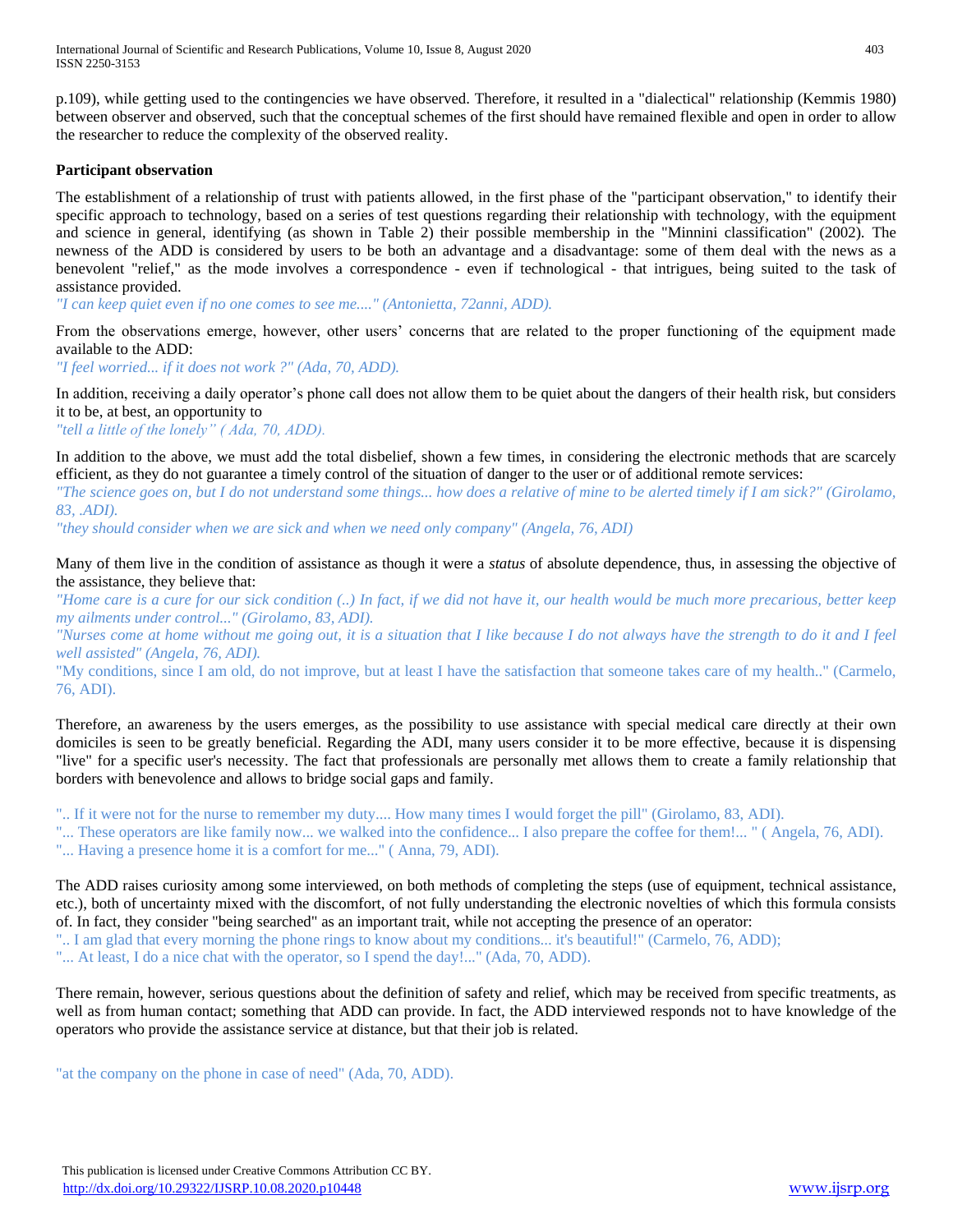p.109), while getting used to the contingencies we have observed. Therefore, it resulted in a "dialectical" relationship (Kemmis 1980) between observer and observed, such that the conceptual schemes of the first should have remained flexible and open in order to allow the researcher to reduce the complexity of the observed reality.

**Participant observation**

The establishment of a relationship of trust with patients allowed, in the first phase of the "participant observation," to identify their specific approach to technology, based on a series of test questions regarding their relationship with technology, with the equipment and science in general, identifying (as shown in Table 2) their possible membership in the "Minnini classification" (2002). The newness of the ADD is considered by users to be both an advantage and a disadvantage: some of them deal with the news as a benevolent "relief," as the mode involves a correspondence - even if technological - that intrigues, being suited to the task of assistance provided.

*"I can keep quiet even if no one comes to see me...." (Antonietta, 72anni, ADD).*

From the observations emerge, however, other users' concerns that are related to the proper functioning of the equipment made available to the ADD:

*"I feel worried... if it does not work ?" (Ada, 70, ADD).*

In addition, receiving a daily operator's phone call does not allow them to be quiet about the dangers of their health risk, but considers it to be, at best, an opportunity to

*"tell a little of the lonely" ( Ada, 70, ADD).*

In addition to the above, we must add the total disbelief, shown a few times, in considering the electronic methods that are scarcely efficient, as they do not guarantee a timely control of the situation of danger to the user or of additional remote services:

*"The science goes on, but I do not understand some things... how does a relative of mine to be alerted timely if I am sick?" (Girolamo, 83, .ADI).*

*"they should consider when we are sick and when we need only company" (Angela, 76, ADI)*

Many of them live in the condition of assistance as though it were a *status* of absolute dependence, thus, in assessing the objective of the assistance, they believe that:

*"Home care is a cure for our sick condition (..) In fact, if we did not have it, our health would be much more precarious, better keep my ailments under control..." (Girolamo, 83, ADI).*

*"Nurses come at home without me going out, it is a situation that I like because I do not always have the strength to do it and I feel well assisted" (Angela, 76, ADI).*

"My conditions, since I am old, do not improve, but at least I have the satisfaction that someone takes care of my health.." (Carmelo, 76, ADI).

Therefore, an awareness by the users emerges, as the possibility to use assistance with special medical care directly at their own domiciles is seen to be greatly beneficial. Regarding the ADI, many users consider it to be more effective, because it is dispensing "live" for a specific user's necessity. The fact that professionals are personally met allows them to create a family relationship that borders with benevolence and allows to bridge social gaps and family.

".. If it were not for the nurse to remember my duty.... How many times I would forget the pill" (Girolamo, 83, ADI).

"... These operators are like family now... we walked into the confidence... I also prepare the coffee for them!... " ( Angela, 76, ADI).

"... Having a presence home it is a comfort for me..." ( Anna, 79, ADI).

The ADD raises curiosity among some interviewed, on both methods of completing the steps (use of equipment, technical assistance, etc.), both of uncertainty mixed with the discomfort, of not fully understanding the electronic novelties of which this formula consists of. In fact, they consider "being searched" as an important trait, while not accepting the presence of an operator:

".. I am glad that every morning the phone rings to know about my conditions... it's beautiful!" (Carmelo, 76, ADD);

"... At least, I do a nice chat with the operator, so I spend the day!..." (Ada, 70, ADD).

There remain, however, serious questions about the definition of safety and relief, which may be received from specific treatments, as well as from human contact; something that ADD can provide. In fact, the ADD interviewed responds not to have knowledge of the operators who provide the assistance service at distance, but that their job is related.

"at the company on the phone in case of need" (Ada, 70, ADD).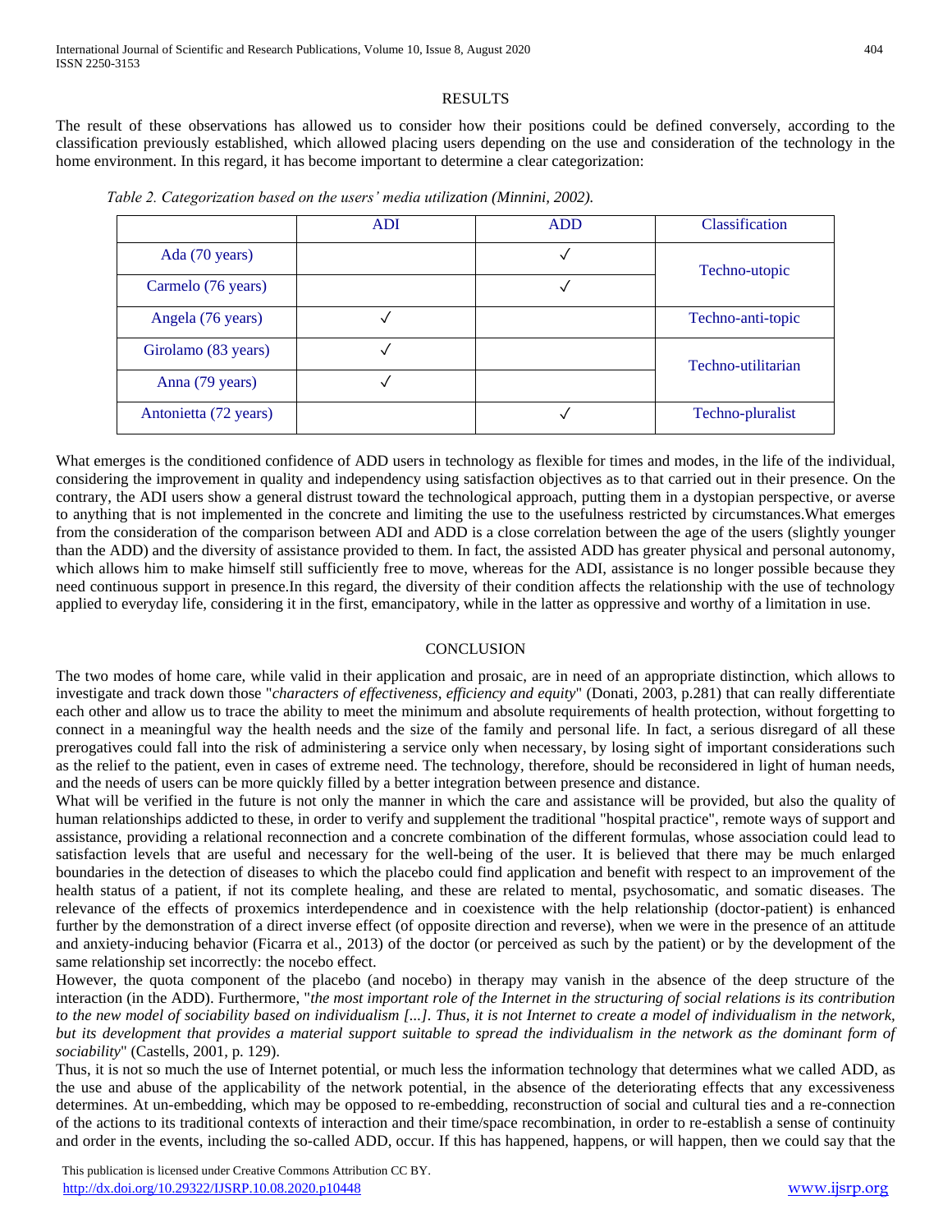## RESULTS

The result of these observations has allowed us to consider how their positions could be defined conversely, according to the classification previously established, which allowed placing users depending on the use and consideration of the technology in the home environment. In this regard, it has become important to determine a clear categorization:

*Table 2. Categorization based on the users' media utilization (Minnini, 2002).*

| | ADI | ADD | Classification |
|---|---|---|---|
| Ada (70 years) | | ✓ | Techno-utopic |
| Carmelo (76 years) | | ✓ | |
| Angela (76 years) | ✓ | | Techno-anti-topic |
| Girolamo (83 years) | ✓ | | Techno-utilitarian |
| Anna (79 years) | ✓ | | |
| Antonietta (72 years) | | ✓ | Techno-pluralist |

What emerges is the conditioned confidence of ADD users in technology as flexible for times and modes, in the life of the individual, considering the improvement in quality and independency using satisfaction objectives as to that carried out in their presence. On the contrary, the ADI users show a general distrust toward the technological approach, putting them in a dystopian perspective, or averse to anything that is not implemented in the concrete and limiting the use to the usefulness restricted by circumstances.What emerges from the consideration of the comparison between ADI and ADD is a close correlation between the age of the users (slightly younger than the ADD) and the diversity of assistance provided to them. In fact, the assisted ADD has greater physical and personal autonomy, which allows him to make himself still sufficiently free to move, whereas for the ADI, assistance is no longer possible because they need continuous support in presence.In this regard, the diversity of their condition affects the relationship with the use of technology applied to everyday life, considering it in the first, emancipatory, while in the latter as oppressive and worthy of a limitation in use.

## CONCLUSION

The two modes of home care, while valid in their application and prosaic, are in need of an appropriate distinction, which allows to investigate and track down those "*characters of effectiveness, efficiency and equity*" (Donati, 2003, p.281) that can really differentiate each other and allow us to trace the ability to meet the minimum and absolute requirements of health protection, without forgetting to connect in a meaningful way the health needs and the size of the family and personal life. In fact, a serious disregard of all these prerogatives could fall into the risk of administering a service only when necessary, by losing sight of important considerations such as the relief to the patient, even in cases of extreme need. The technology, therefore, should be reconsidered in light of human needs, and the needs of users can be more quickly filled by a better integration between presence and distance.

What will be verified in the future is not only the manner in which the care and assistance will be provided, but also the quality of human relationships addicted to these, in order to verify and supplement the traditional "hospital practice", remote ways of support and assistance, providing a relational reconnection and a concrete combination of the different formulas, whose association could lead to satisfaction levels that are useful and necessary for the well-being of the user. It is believed that there may be much enlarged boundaries in the detection of diseases to which the placebo could find application and benefit with respect to an improvement of the health status of a patient, if not its complete healing, and these are related to mental, psychosomatic, and somatic diseases. The relevance of the effects of proxemics interdependence and in coexistence with the help relationship (doctor-patient) is enhanced further by the demonstration of a direct inverse effect (of opposite direction and reverse), when we were in the presence of an attitude and anxiety-inducing behavior (Ficarra et al., 2013) of the doctor (or perceived as such by the patient) or by the development of the same relationship set incorrectly: the nocebo effect.

However, the quota component of the placebo (and nocebo) in therapy may vanish in the absence of the deep structure of the interaction (in the ADD). Furthermore, "*the most important role of the Internet in the structuring of social relations is its contribution to the new model of sociability based on individualism [...]. Thus, it is not Internet to create a model of individualism in the network, but its development that provides a material support suitable to spread the individualism in the network as the dominant form of sociability*" (Castells, 2001, p. 129).

Thus, it is not so much the use of Internet potential, or much less the information technology that determines what we called ADD, as the use and abuse of the applicability of the network potential, in the absence of the deteriorating effects that any excessiveness determines. At un-embedding, which may be opposed to re-embedding, reconstruction of social and cultural ties and a re-connection of the actions to its traditional contexts of interaction and their time/space recombination, in order to re-establish a sense of continuity and order in the events, including the so-called ADD, occur. If this has happened, happens, or will happen, then we could say that the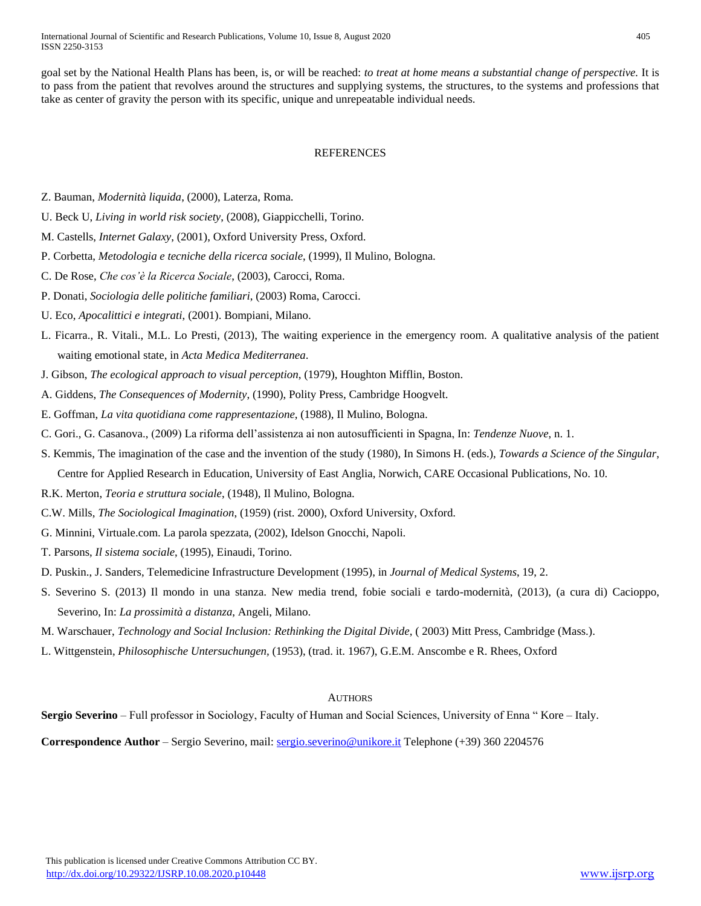goal set by the National Health Plans has been, is, or will be reached: *to treat at home means a substantial change of perspective.* It is to pass from the patient that revolves around the structures and supplying systems, the structures, to the systems and professions that take as center of gravity the person with its specific, unique and unrepeatable individual needs.

## REFERENCES

Z. Bauman, *Modernità liquida*, (2000), Laterza, Roma.

U. Beck U, *Living in world risk society*, (2008), Giappicchelli, Torino.

M. Castells, *Internet Galaxy*, (2001), Oxford University Press, Oxford.

P. Corbetta, *Metodologia e tecniche della ricerca sociale*, (1999), Il Mulino, Bologna.

C. De Rose, *Che cos'è la Ricerca Sociale*, (2003), Carocci, Roma.

P. Donati, *Sociologia delle politiche familiari*, (2003) Roma, Carocci.

U. Eco, *Apocalittici e integrati*, (2001). Bompiani, Milano.

L. Ficarra., R. Vitali., M.L. Lo Presti, (2013), The waiting experience in the emergency room. A qualitative analysis of the patient waiting emotional state, in *Acta Medica Mediterranea*.

J. Gibson, *The ecological approach to visual perception*, (1979), Houghton Mifflin, Boston.

A. Giddens, *The Consequences of Modernity*, (1990), Polity Press, Cambridge Hoogvelt.

E. Goffman, *La vita quotidiana come rappresentazione*, (1988), Il Mulino, Bologna.

C. Gori., G. Casanova., (2009) La riforma dell'assistenza ai non autosufficienti in Spagna, In: *Tendenze Nuove*, n. 1.

S. Kemmis, The imagination of the case and the invention of the study (1980), In Simons H. (eds.), *Towards a Science of the Singular*, Centre for Applied Research in Education, University of East Anglia, Norwich, CARE Occasional Publications, No. 10.

R.K. Merton, *Teoria e struttura sociale*, (1948), Il Mulino, Bologna.

C.W. Mills, *The Sociological Imagination*, (1959) (rist. 2000), Oxford University, Oxford.

G. Minnini, Virtuale.com. La parola spezzata, (2002), Idelson Gnocchi, Napoli.

T. Parsons, *Il sistema sociale*, (1995), Einaudi, Torino.

D. Puskin., J. Sanders, Telemedicine Infrastructure Development (1995), in *Journal of Medical Systems*, 19, 2.

S. Severino S. (2013) Il mondo in una stanza. New media trend, fobie sociali e tardo-modernità, (2013), (a cura di) Cacioppo, Severino, In: *La prossimità a distanza*, Angeli, Milano.

M. Warschauer, *Technology and Social Inclusion: Rethinking the Digital Divide*, ( 2003) Mitt Press, Cambridge (Mass.).

L. Wittgenstein, *Philosophische Untersuchungen*, (1953), (trad. it. 1967), G.E.M. Anscombe e R. Rhees, Oxford

## AUTHORS

**Sergio Severino** – Full professor in Sociology, Faculty of Human and Social Sciences, University of Enna " Kore – Italy.

**Correspondence Author** – Sergio Severino, mail: sergio.severino@unikore.it Telephone (+39) 360 2204576